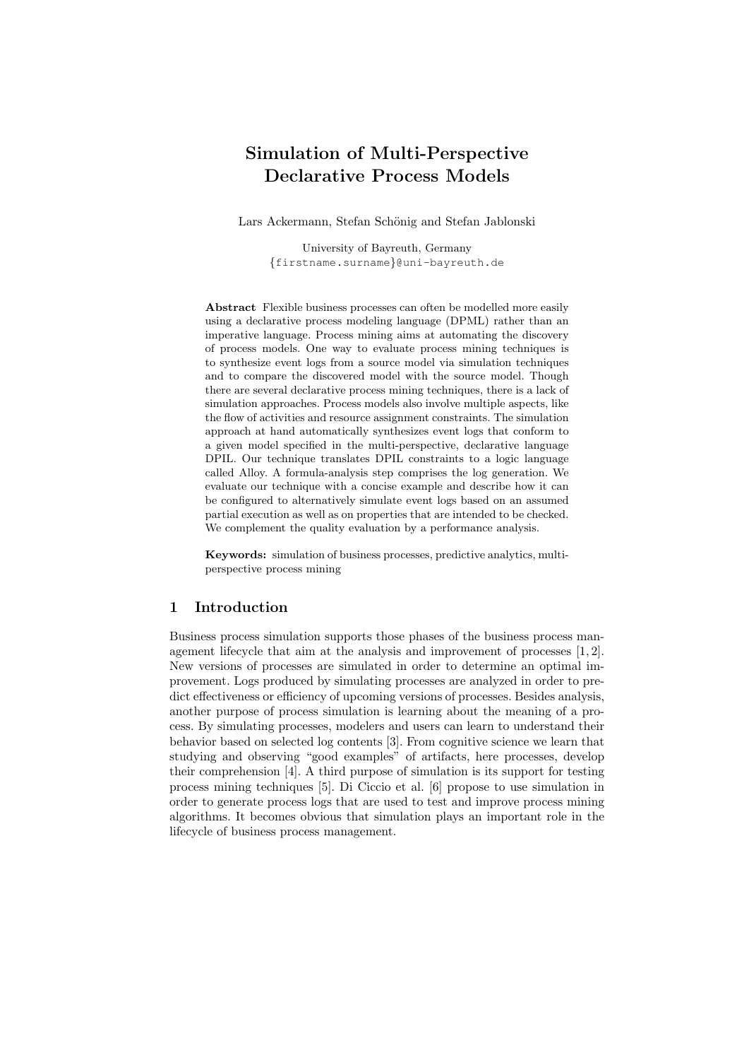// Simulation of Multi-Perspective Declarative Process Models

Lars Ackermann, Stefan Schönig and Stefan Jablonski

University of Bayreuth, Germany
{firstname.surname}@uni-bayreuth.de

**Abstract** Flexible business processes can often be modelled more easily using a declarative process modeling language (DPML) rather than an imperative language. Process mining aims at automating the discovery of process models. One way to evaluate process mining techniques is to synthesize event logs from a source model via simulation techniques and to compare the discovered model with the source model. Though there are several declarative process mining techniques, there is a lack of simulation approaches. Process models also involve multiple aspects, like the flow of activities and resource assignment constraints. The simulation approach at hand automatically synthesizes event logs that conform to a given model specified in the multi-perspective, declarative language DPIL. Our technique translates DPIL constraints to a logic language called Alloy. A formula-analysis step comprises the log generation. We evaluate our technique with a concise example and describe how it can be configured to alternatively simulate event logs based on an assumed partial execution as well as on properties that are intended to be checked. We complement the quality evaluation by a performance analysis.

**Keywords:** simulation of business processes, predictive analytics, multi-perspective process mining

## 1 Introduction

Business process simulation supports those phases of the business process management lifecycle that aim at the analysis and improvement of processes [1, 2]. New versions of processes are simulated in order to determine an optimal improvement. Logs produced by simulating processes are analyzed in order to predict effectiveness or efficiency of upcoming versions of processes. Besides analysis, another purpose of process simulation is learning about the meaning of a process. By simulating processes, modelers and users can learn to understand their behavior based on selected log contents [3]. From cognitive science we learn that studying and observing "good examples" of artifacts, here processes, develop their comprehension [4]. A third purpose of simulation is its support for testing process mining techniques [5]. Di Ciccio et al. [6] propose to use simulation in order to generate process logs that are used to test and improve process mining algorithms. It becomes obvious that simulation plays an important role in the lifecycle of business process management.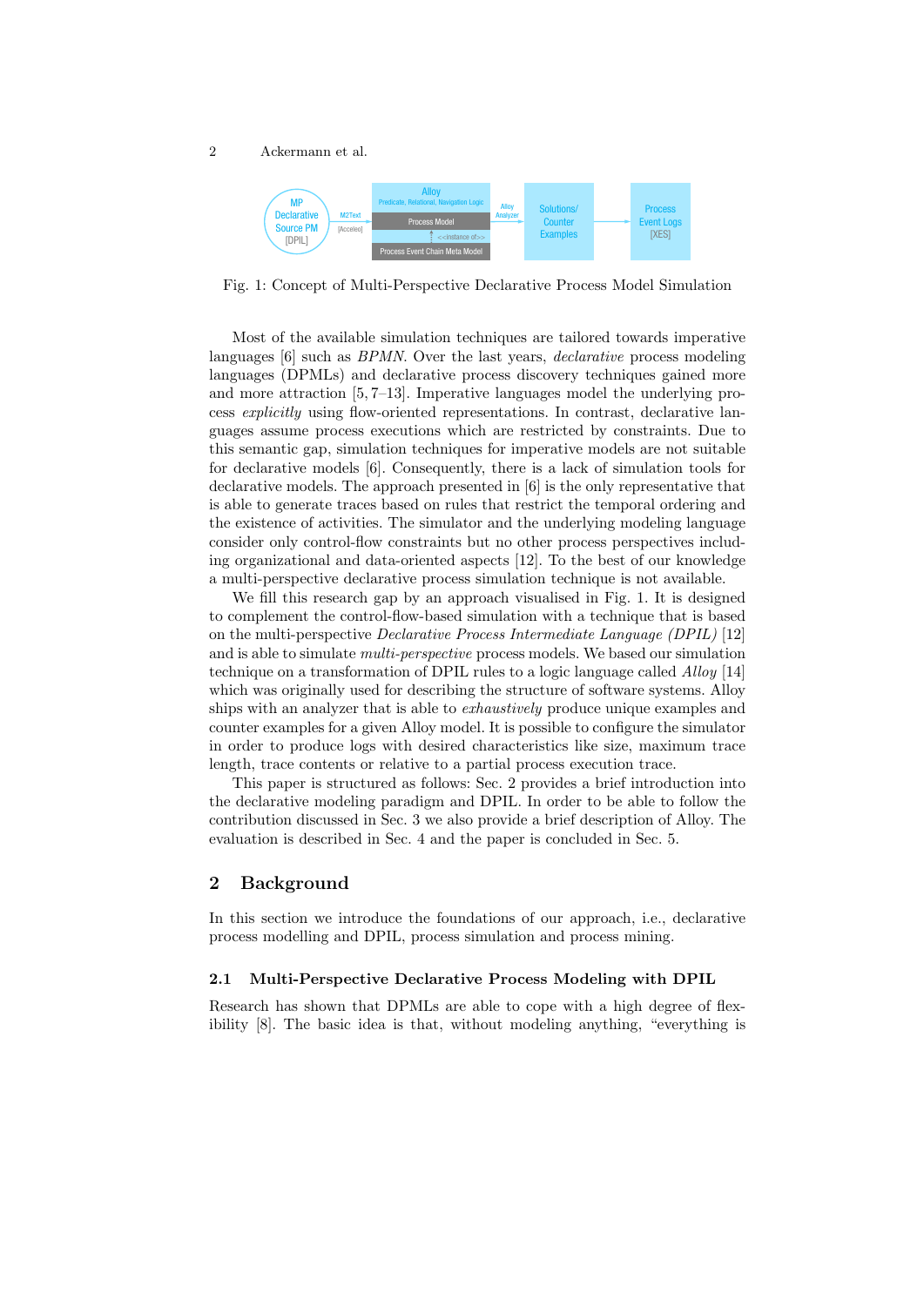Fig. 1: Concept of Multi-Perspective Declarative Process Model Simulation

Most of the available simulation techniques are tailored towards imperative languages [6] such as *BPMN*. Over the last years, *declarative* process modeling languages (DPMLs) and declarative process discovery techniques gained more and more attraction [5, 7–13]. Imperative languages model the underlying process *explicitly* using flow-oriented representations. In contrast, declarative languages assume process executions which are restricted by constraints. Due to this semantic gap, simulation techniques for imperative models are not suitable for declarative models [6]. Consequently, there is a lack of simulation tools for declarative models. The approach presented in [6] is the only representative that is able to generate traces based on rules that restrict the temporal ordering and the existence of activities. The simulator and the underlying modeling language consider only control-flow constraints but no other process perspectives including organizational and data-oriented aspects [12]. To the best of our knowledge a multi-perspective declarative process simulation technique is not available.

We fill this research gap by an approach visualised in Fig. 1. It is designed to complement the control-flow-based simulation with a technique that is based on the multi-perspective *Declarative Process Intermediate Language (DPIL)* [12] and is able to simulate *multi-perspective* process models. We based our simulation technique on a transformation of DPIL rules to a logic language called *Alloy* [14] which was originally used for describing the structure of software systems. Alloy ships with an analyzer that is able to *exhaustively* produce unique examples and counter examples for a given Alloy model. It is possible to configure the simulator in order to produce logs with desired characteristics like size, maximum trace length, trace contents or relative to a partial process execution trace.

This paper is structured as follows: Sec. 2 provides a brief introduction into the declarative modeling paradigm and DPIL. In order to be able to follow the contribution discussed in Sec. 3 we also provide a brief description of Alloy. The evaluation is described in Sec. 4 and the paper is concluded in Sec. 5.

## 2 Background

In this section we introduce the foundations of our approach, i.e., declarative process modelling and DPIL, process simulation and process mining.

### 2.1 Multi-Perspective Declarative Process Modeling with DPIL

Research has shown that DPMLs are able to cope with a high degree of flexibility [8]. The basic idea is that, without modeling anything, "everything is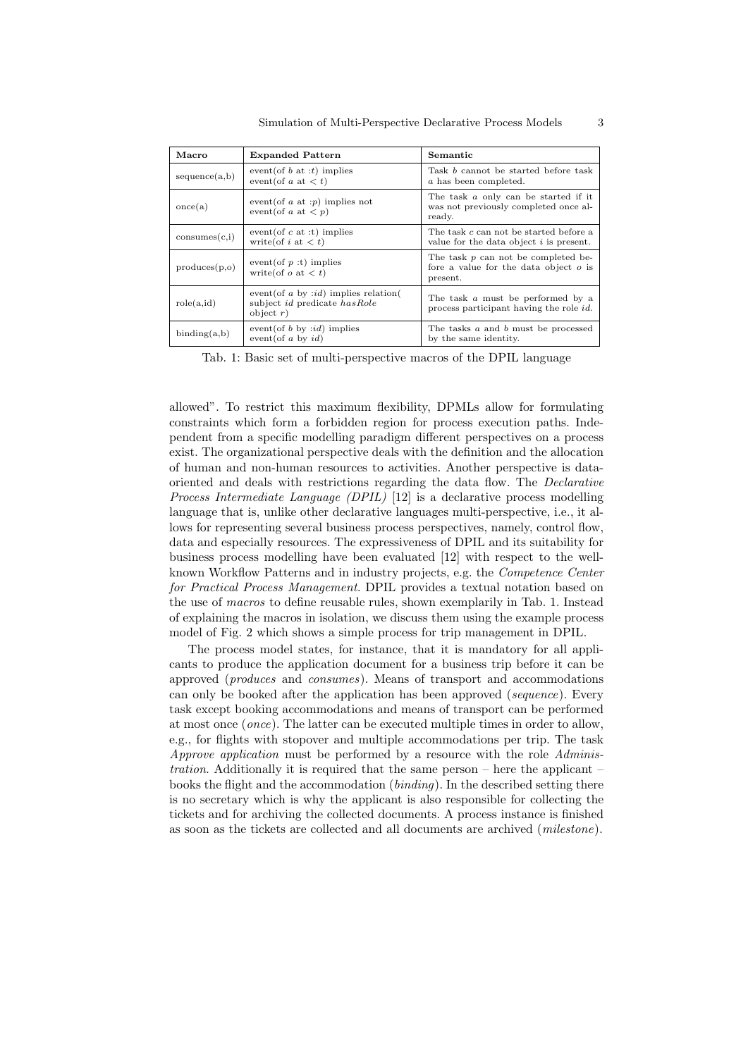| Macro | Expanded Pattern | Semantic |
| --- | --- | --- |
| sequence(a,b) | event(of *b* at *:t*) implies event(of *a* at $< t$) | Task *b* cannot be started before task *a* has been completed. |
| once(a) | event(of *a* at *:p*) implies not event(of *a* at $< p$) | The task *a* only can be started if it was not previously completed once already. |
| consumes(c,i) | event(of *c* at :t) implies write(of *i* at $< t$) | The task *c* can not be started before a value for the data object *i* is present. |
| produces(p,o) | event(of *p* :t) implies write(of *o* at $< t$) | The task *p* can not be completed before a value for the data object *o* is present. |
| role(a,id) | event(of *a* by *:id*) implies relation( subject *id* predicate *hasRole* object *r*) | The task *a* must be performed by a process participant having the role *id*. |
| binding(a,b) | event(of *b* by *:id*) implies event(of *a* by *id*) | The tasks *a* and *b* must be processed by the same identity. |

Tab. 1: Basic set of multi-perspective macros of the DPIL language

allowed". To restrict this maximum flexibility, DPMLs allow for formulating constraints which form a forbidden region for process execution paths. Independent from a specific modelling paradigm different perspectives on a process exist. The organizational perspective deals with the definition and the allocation of human and non-human resources to activities. Another perspective is data-oriented and deals with restrictions regarding the data flow. The *Declarative Process Intermediate Language (DPIL)* [12] is a declarative process modelling language that is, unlike other declarative languages multi-perspective, i.e., it allows for representing several business process perspectives, namely, control flow, data and especially resources. The expressiveness of DPIL and its suitability for business process modelling have been evaluated [12] with respect to the well-known Workflow Patterns and in industry projects, e.g. the *Competence Center for Practical Process Management*. DPIL provides a textual notation based on the use of *macros* to define reusable rules, shown exemplarily in Tab. 1. Instead of explaining the macros in isolation, we discuss them using the example process model of Fig. 2 which shows a simple process for trip management in DPIL.

The process model states, for instance, that it is mandatory for all applicants to produce the application document for a business trip before it can be approved (*produces* and *consumes*). Means of transport and accommodations can only be booked after the application has been approved (*sequence*). Every task except booking accommodations and means of transport can be performed at most once (*once*). The latter can be executed multiple times in order to allow, e.g., for flights with stopover and multiple accommodations per trip. The task *Approve application* must be performed by a resource with the role *Administration*. Additionally it is required that the same person – here the applicant – books the flight and the accommodation (*binding*). In the described setting there is no secretary which is why the applicant is also responsible for collecting the tickets and for archiving the collected documents. A process instance is finished as soon as the tickets are collected and all documents are archived (*milestone*).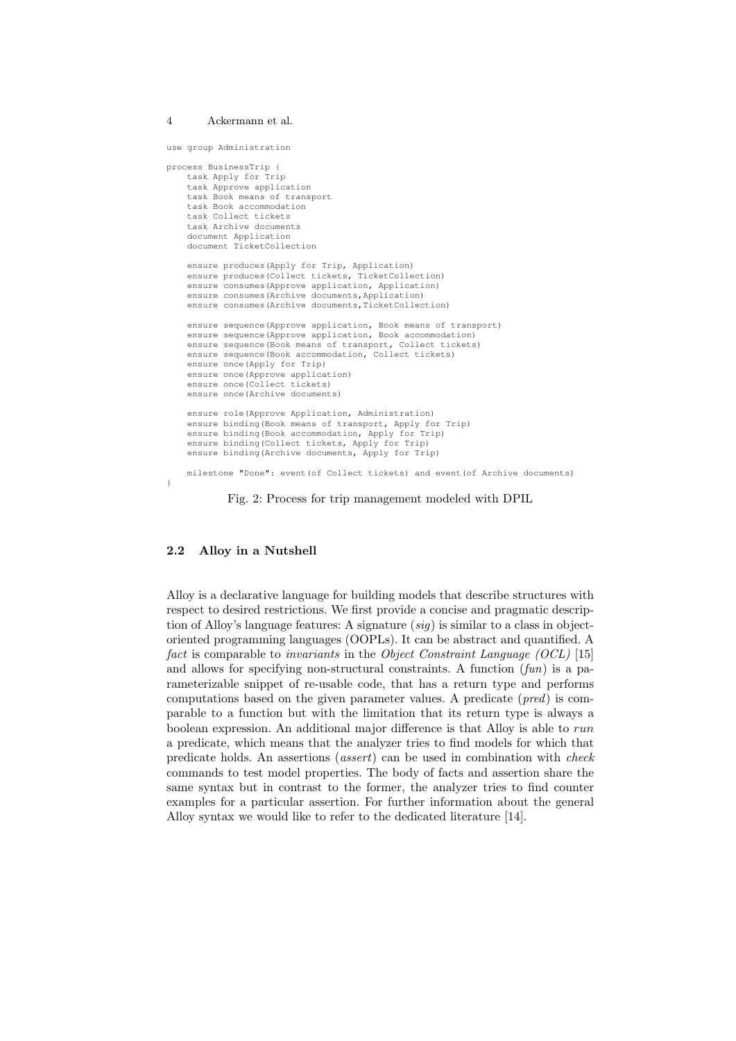```
use group Administration

process BusinessTrip {
    task Apply for Trip
    task Approve application
    task Book means of transport
    task Book accommodation
    task Collect tickets
    task Archive documents
    document Application
    document TicketCollection

    ensure produces(Apply for Trip, Application)
    ensure produces(Collect tickets, TicketCollection)
    ensure consumes(Approve application, Application)
    ensure consumes(Archive documents,Application)
    ensure consumes(Archive documents,TicketCollection)

    ensure sequence(Approve application, Book means of transport)
    ensure sequence(Approve application, Book accommodation)
    ensure sequence(Book means of transport, Collect tickets)
    ensure sequence(Book accommodation, Collect tickets)
    ensure once(Apply for Trip)
    ensure once(Approve application)
    ensure once(Collect tickets)
    ensure once(Archive documents)

    ensure role(Approve Application, Administration)
    ensure binding(Book means of transport, Apply for Trip)
    ensure binding(Book accommodation, Apply for Trip)
    ensure binding(Collect tickets, Apply for Trip)
    ensure binding(Archive documents, Apply for Trip)

    milestone "Done": event(of Collect tickets) and event(of Archive documents)
}
```

Fig. 2: Process for trip management modeled with DPIL

### 2.2 Alloy in a Nutshell

Alloy is a declarative language for building models that describe structures with respect to desired restrictions. We first provide a concise and pragmatic description of Alloy's language features: A signature (*sig*) is similar to a class in object-oriented programming languages (OOPLs). It can be abstract and quantified. A *fact* is comparable to *invariants* in the *Object Constraint Language (OCL)* [15] and allows for specifying non-structural constraints. A function (*fun*) is a parameterizable snippet of re-usable code, that has a return type and performs computations based on the given parameter values. A predicate (*pred*) is comparable to a function but with the limitation that its return type is always a boolean expression. An additional major difference is that Alloy is able to *run* a predicate, which means that the analyzer tries to find models for which that predicate holds. An assertions (*assert*) can be used in combination with *check* commands to test model properties. The body of facts and assertion share the same syntax but in contrast to the former, the analyzer tries to find counter examples for a particular assertion. For further information about the general Alloy syntax we would like to refer to the dedicated literature [14].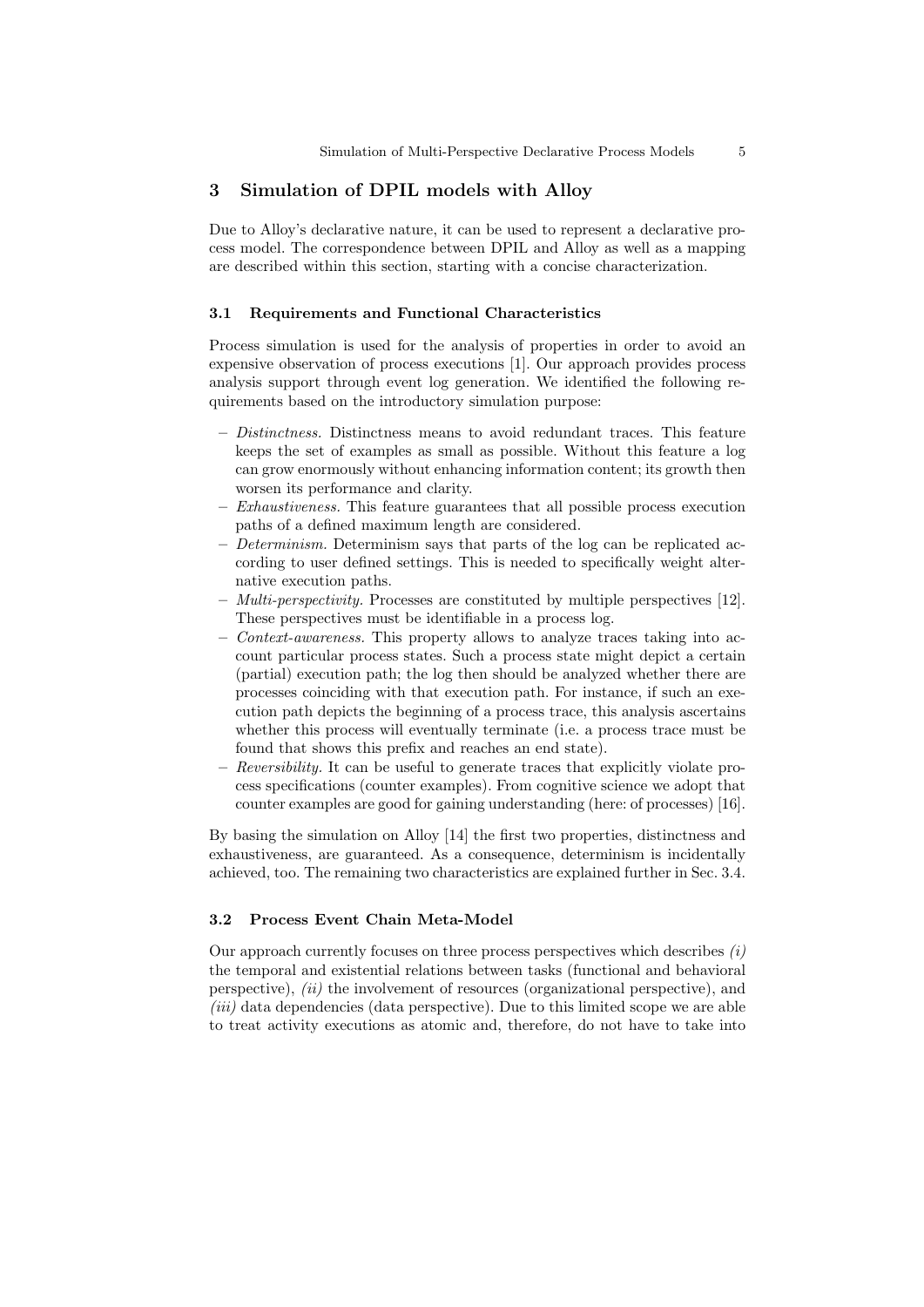## 3 Simulation of DPIL models with Alloy

Due to Alloy's declarative nature, it can be used to represent a declarative process model. The correspondence between DPIL and Alloy as well as a mapping are described within this section, starting with a concise characterization.

### 3.1 Requirements and Functional Characteristics

Process simulation is used for the analysis of properties in order to avoid an expensive observation of process executions [1]. Our approach provides process analysis support through event log generation. We identified the following requirements based on the introductory simulation purpose:

- *Distinctness.* Distinctness means to avoid redundant traces. This feature keeps the set of examples as small as possible. Without this feature a log can grow enormously without enhancing information content; its growth then worsen its performance and clarity.
- *Exhaustiveness.* This feature guarantees that all possible process execution paths of a defined maximum length are considered.
- *Determinism.* Determinism says that parts of the log can be replicated according to user defined settings. This is needed to specifically weight alternative execution paths.
- *Multi-perspectivity.* Processes are constituted by multiple perspectives [12]. These perspectives must be identifiable in a process log.
- *Context-awareness.* This property allows to analyze traces taking into account particular process states. Such a process state might depict a certain (partial) execution path; the log then should be analyzed whether there are processes coinciding with that execution path. For instance, if such an execution path depicts the beginning of a process trace, this analysis ascertains whether this process will eventually terminate (i.e. a process trace must be found that shows this prefix and reaches an end state).
- *Reversibility.* It can be useful to generate traces that explicitly violate process specifications (counter examples). From cognitive science we adopt that counter examples are good for gaining understanding (here: of processes) [16].

By basing the simulation on Alloy [14] the first two properties, distinctness and exhaustiveness, are guaranteed. As a consequence, determinism is incidentally achieved, too. The remaining two characteristics are explained further in Sec. 3.4.

### 3.2 Process Event Chain Meta-Model

Our approach currently focuses on three process perspectives which describes *(i)* the temporal and existential relations between tasks (functional and behavioral perspective), *(ii)* the involvement of resources (organizational perspective), and *(iii)* data dependencies (data perspective). Due to this limited scope we are able to treat activity executions as atomic and, therefore, do not have to take into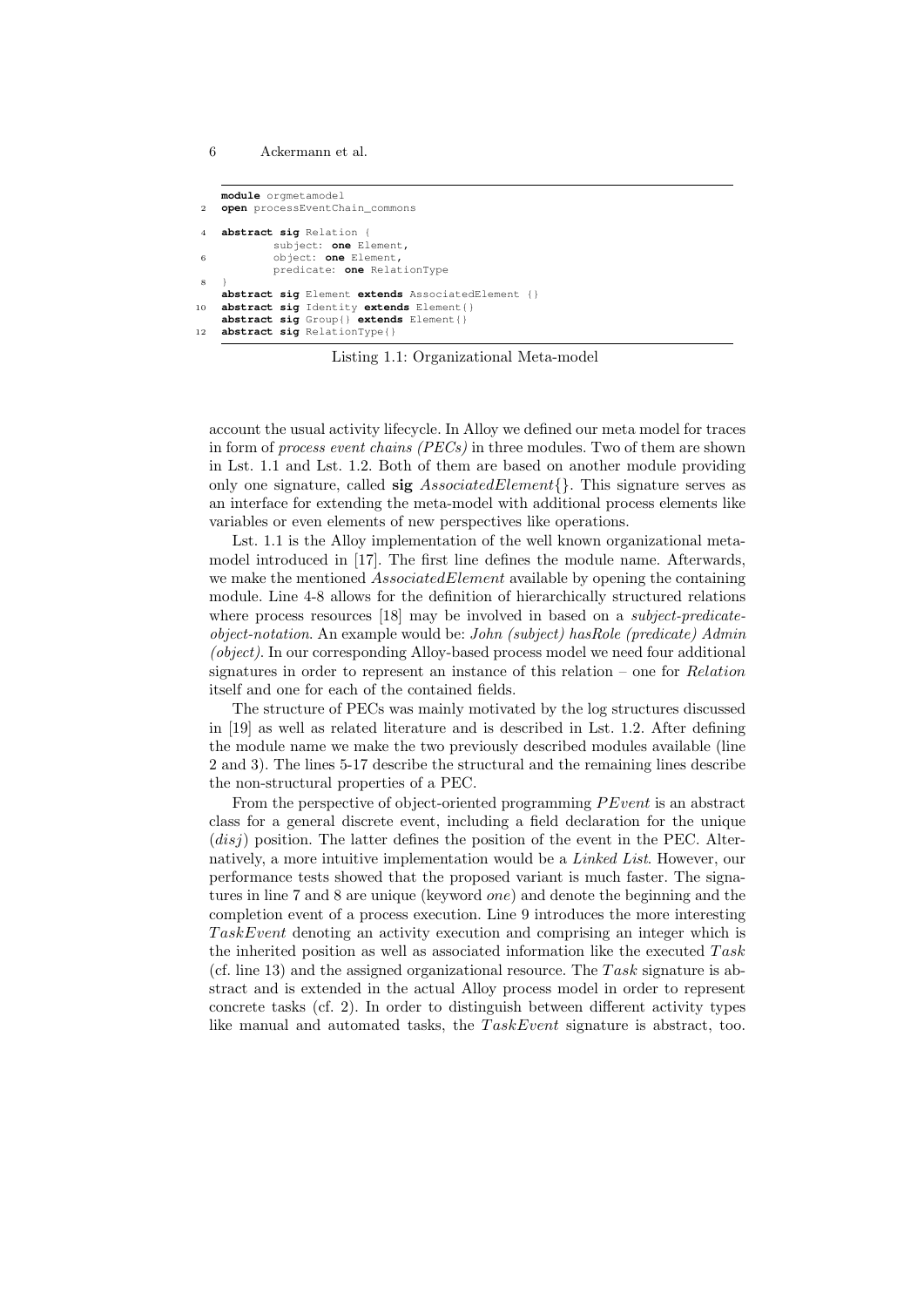```
module orgmetamodel
open processEventChain_commons

abstract sig Relation {
        subject: one Element,
        object: one Element,
        predicate: one RelationType
}
abstract sig Element extends AssociatedElement {}
abstract sig Identity extends Element{}
abstract sig Group{} extends Element{}
abstract sig RelationType{}
```

Listing 1.1: Organizational Meta-model

account the usual activity lifecycle. In Alloy we defined our meta model for traces in form of *process event chains (PECs)* in three modules. Two of them are shown in Lst. 1.1 and Lst. 1.2. Both of them are based on another module providing only one signature, called **sig** *AssociatedElement*{}. This signature serves as an interface for extending the meta-model with additional process elements like variables or even elements of new perspectives like operations.

Lst. 1.1 is the Alloy implementation of the well known organizational meta-model introduced in [17]. The first line defines the module name. Afterwards, we make the mentioned *AssociatedElement* available by opening the containing module. Line 4-8 allows for the definition of hierarchically structured relations where process resources [18] may be involved in based on a *subject-predicate-object-notation*. An example would be: *John (subject) hasRole (predicate) Admin (object)*. In our corresponding Alloy-based process model we need four additional signatures in order to represent an instance of this relation – one for *Relation* itself and one for each of the contained fields.

The structure of PECs was mainly motivated by the log structures discussed in [19] as well as related literature and is described in Lst. 1.2. After defining the module name we make the two previously described modules available (line 2 and 3). The lines 5-17 describe the structural and the remaining lines describe the non-structural properties of a PEC.

From the perspective of object-oriented programming *PEvent* is an abstract class for a general discrete event, including a field declaration for the unique (*disj*) position. The latter defines the position of the event in the PEC. Alternatively, a more intuitive implementation would be a *Linked List*. However, our performance tests showed that the proposed variant is much faster. The signatures in line 7 and 8 are unique (keyword *one*) and denote the beginning and the completion event of a process execution. Line 9 introduces the more interesting *TaskEvent* denoting an activity execution and comprising an integer which is the inherited position as well as associated information like the executed *Task* (cf. line 13) and the assigned organizational resource. The *Task* signature is abstract and is extended in the actual Alloy process model in order to represent concrete tasks (cf. 2). In order to distinguish between different activity types like manual and automated tasks, the *TaskEvent* signature is abstract, too.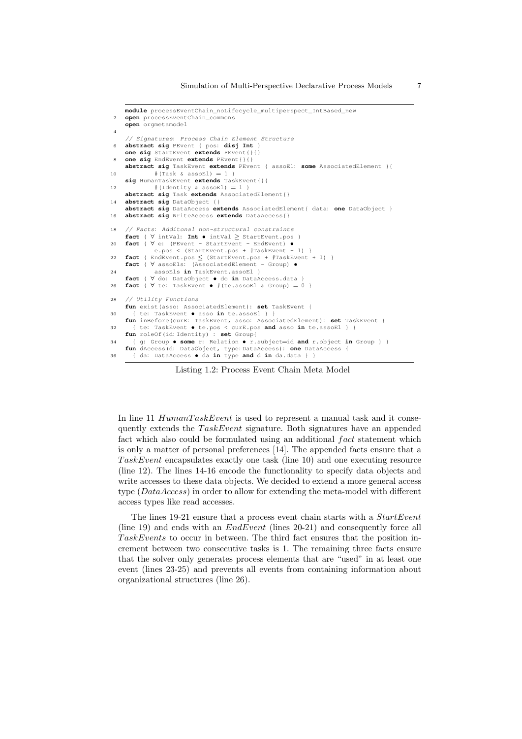```
module processEventChain_noLifecycle_multiperspect_IntBased_new
open processEventChain_commons
open orgmetamodel

// Signatures: Process Chain Element Structure
abstract sig PEvent { pos: disj Int }
one sig StartEvent extends PEvent{}{}
one sig EndEvent extends PEvent{}{}
abstract sig TaskEvent extends PEvent { assoEl: some AssociatedElement }{
        #(Task & assoEl) = 1 }
sig HumanTaskEvent extends TaskEvent{}{
        #(Identity & assoEl) = 1 }
abstract sig Task extends AssociatedElement{}
abstract sig DataObject {}
abstract sig DataAccess extends AssociatedElement{ data: one DataObject }
abstract sig WriteAccess extends DataAccess{}

// Facts: Additonal non-structural constraints
fact { ∀ intVal: Int • intVal ≥ StartEvent.pos }
fact { ∀ e: (PEvent - StartEvent - EndEvent) •
        e.pos < (StartEvent.pos + #TaskEvent + 1) }
fact { EndEvent.pos ≤ (StartEvent.pos + #TaskEvent + 1) }
fact { ∀ assoEls: (AssociatedElement - Group) •
        assoEls in TaskEvent.assoEl }
fact { ∀ do: DataObject • do in DataAccess.data }
fact { ∀ te: TaskEvent • #(te.assoEl & Group) = 0 }

// Utility Functions
fun exist(asso: AssociatedElement): set TaskEvent {
  { te: TaskEvent • asso in te.assoEl } }
fun inBefore(curE: TaskEvent, asso: AssociatedElement): set TaskEvent {
  { te: TaskEvent • te.pos < curE.pos and asso in te.assoEl } }
fun roleOf(id: Identity) : set Group{
  { g: Group • some r: Relation • r.subject=id and r.object in Group } }
fun dAccess(d: DataObject, type: DataAccess): one DataAccess {
  { da: DataAccess • da in type and d in da.data } }
```

Listing 1.2: Process Event Chain Meta Model

In line 11 *HumanTaskEvent* is used to represent a manual task and it consequently extends the *TaskEvent* signature. Both signatures have an appended fact which also could be formulated using an additional *fact* statement which is only a matter of personal preferences [14]. The appended facts ensure that a *TaskEvent* encapsulates exactly one task (line 10) and one executing resource (line 12). The lines 14-16 encode the functionality to specify data objects and write accesses to these data objects. We decided to extend a more general access type (*DataAccess*) in order to allow for extending the meta-model with different access types like read accesses.

The lines 19-21 ensure that a process event chain starts with a *StartEvent* (line 19) and ends with an *EndEvent* (lines 20-21) and consequently force all *TaskEvents* to occur in between. The third fact ensures that the position increment between two consecutive tasks is 1. The remaining three facts ensure that the solver only generates process elements that are "used" in at least one event (lines 23-25) and prevents all events from containing information about organizational structures (line 26).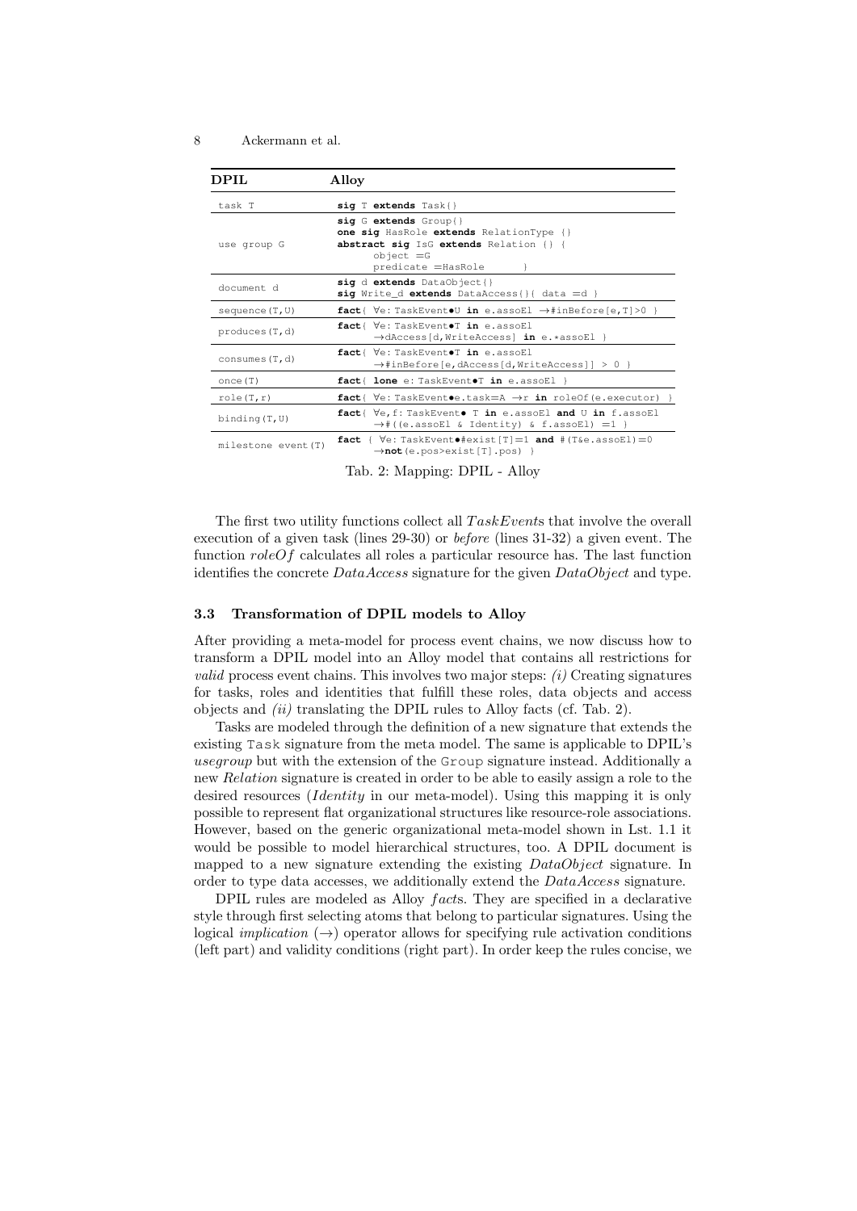| DPIL | Alloy |
| --- | --- |
| task T | **sig** T **extends** Task{} |
| use group G | **sig** G **extends** Group{} **one sig** HasRole **extends** RelationType {} **abstract sig** IsG **extends** Relation {} { object =G predicate =HasRole } |
| document d | **sig** d **extends** DataObject{} **sig** Write_d **extends** DataAccess{}{ data =d } |
| sequence(T,U) | **fact**{ ∀e: TaskEvent•U **in** e.assoEl →#inBefore[e,T]>0 } |
| produces(T,d) | **fact**{ ∀e: TaskEvent•T **in** e.assoEl →dAccess[d,WriteAccess] **in** e.*assoEl } |
| consumes(T,d) | **fact**{ ∀e: TaskEvent•T **in** e.assoEl →#inBefore[e,dAccess[d,WriteAccess]] > 0 } |
| once(T) | **fact**{ **lone** e: TaskEvent•T **in** e.assoEl } |
| role(T,r) | **fact**{ ∀e: TaskEvent•e.task=A →r **in** roleOf(e.executor) } |
| binding(T,U) | **fact**{ ∀e,f: TaskEvent• T **in** e.assoEl **and** U **in** f.assoEl →#((e.assoEl & Identity) & f.assoEl) =1 } |
| milestone event(T) | **fact** { ∀e: TaskEvent•#exist[T]=1 **and** #(T&e.assoEl)=0 →**not**(e.pos>exist[T].pos) } |

Tab. 2: Mapping: DPIL - Alloy

The first two utility functions collect all *TaskEvent*s that involve the overall execution of a given task (lines 29-30) or *before* (lines 31-32) a given event. The function *roleOf* calculates all roles a particular resource has. The last function identifies the concrete *DataAccess* signature for the given *DataObject* and type.

### 3.3 Transformation of DPIL models to Alloy

After providing a meta-model for process event chains, we now discuss how to transform a DPIL model into an Alloy model that contains all restrictions for *valid* process event chains. This involves two major steps: *(i)* Creating signatures for tasks, roles and identities that fulfill these roles, data objects and access objects and *(ii)* translating the DPIL rules to Alloy facts (cf. Tab. 2).

Tasks are modeled through the definition of a new signature that extends the existing Task signature from the meta model. The same is applicable to DPIL's *usegroup* but with the extension of the Group signature instead. Additionally a new *Relation* signature is created in order to be able to easily assign a role to the desired resources (*Identity* in our meta-model). Using this mapping it is only possible to represent flat organizational structures like resource-role associations. However, based on the generic organizational meta-model shown in Lst. 1.1 it would be possible to model hierarchical structures, too. A DPIL document is mapped to a new signature extending the existing *DataObject* signature. In order to type data accesses, we additionally extend the *DataAccess* signature.

DPIL rules are modeled as Alloy *fact*s. They are specified in a declarative style through first selecting atoms that belong to particular signatures. Using the logical *implication* (→) operator allows for specifying rule activation conditions (left part) and validity conditions (right part). In order keep the rules concise, we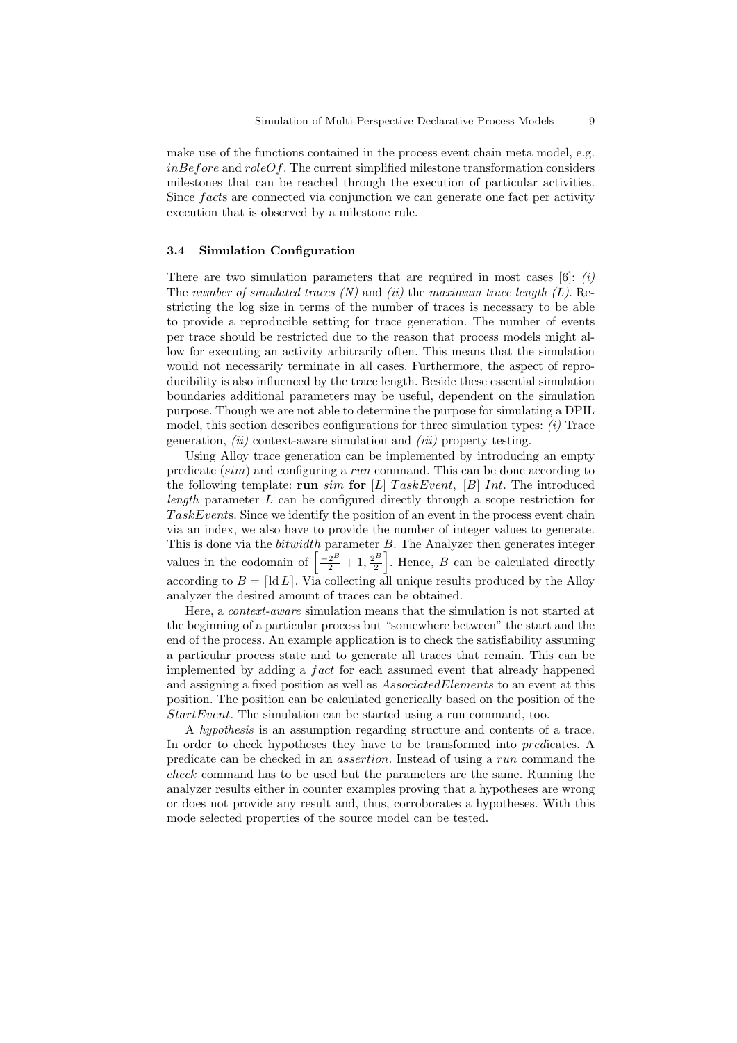make use of the functions contained in the process event chain meta model, e.g. $inBefore$ and $roleOf$. The current simplified milestone transformation considers milestones that can be reached through the execution of particular activities. Since $fact$s are connected via conjunction we can generate one fact per activity execution that is observed by a milestone rule.

### 3.4 Simulation Configuration

There are two simulation parameters that are required in most cases [6]: *(i)* The *number of simulated traces (N)* and *(ii)* the *maximum trace length (L)*. Restricting the log size in terms of the number of traces is necessary to be able to provide a reproducible setting for trace generation. The number of events per trace should be restricted due to the reason that process models might allow for executing an activity arbitrarily often. This means that the simulation would not necessarily terminate in all cases. Furthermore, the aspect of reproducibility is also influenced by the trace length. Beside these essential simulation boundaries additional parameters may be useful, dependent on the simulation purpose. Though we are not able to determine the purpose for simulating a DPIL model, this section describes configurations for three simulation types: *(i)* Trace generation, *(ii)* context-aware simulation and *(iii)* property testing.

Using Alloy trace generation can be implemented by introducing an empty predicate (*sim*) and configuring a *run* command. This can be done according to the following template: **run** *sim* **for** [$L$] $TaskEvent$, [$B$] $Int$. The introduced *length* parameter $L$ can be configured directly through a scope restriction for $TaskEvent$s. Since we identify the position of an event in the process event chain via an index, we also have to provide the number of integer values to generate. This is done via the *bitwidth* parameter $B$. The Analyzer then generates integer values in the codomain of $\left[\frac{-2^B}{2}+1, \frac{2^B}{2}\right]$. Hence, $B$ can be calculated directly according to $B = \lceil \mathrm{ld}\, L \rceil$. Via collecting all unique results produced by the Alloy analyzer the desired amount of traces can be obtained.

Here, a *context-aware* simulation means that the simulation is not started at the beginning of a particular process but "somewhere between" the start and the end of the process. An example application is to check the satisfiability assuming a particular process state and to generate all traces that remain. This can be implemented by adding a $fact$ for each assumed event that already happened and assigning a fixed position as well as $AssociatedElements$ to an event at this position. The position can be calculated generically based on the position of the $StartEvent$. The simulation can be started using a run command, too.

A *hypothesis* is an assumption regarding structure and contents of a trace. In order to check hypotheses they have to be transformed into *pred*icates. A predicate can be checked in an *assertion*. Instead of using a *run* command the *check* command has to be used but the parameters are the same. Running the analyzer results either in counter examples proving that a hypotheses are wrong or does not provide any result and, thus, corroborates a hypotheses. With this mode selected properties of the source model can be tested.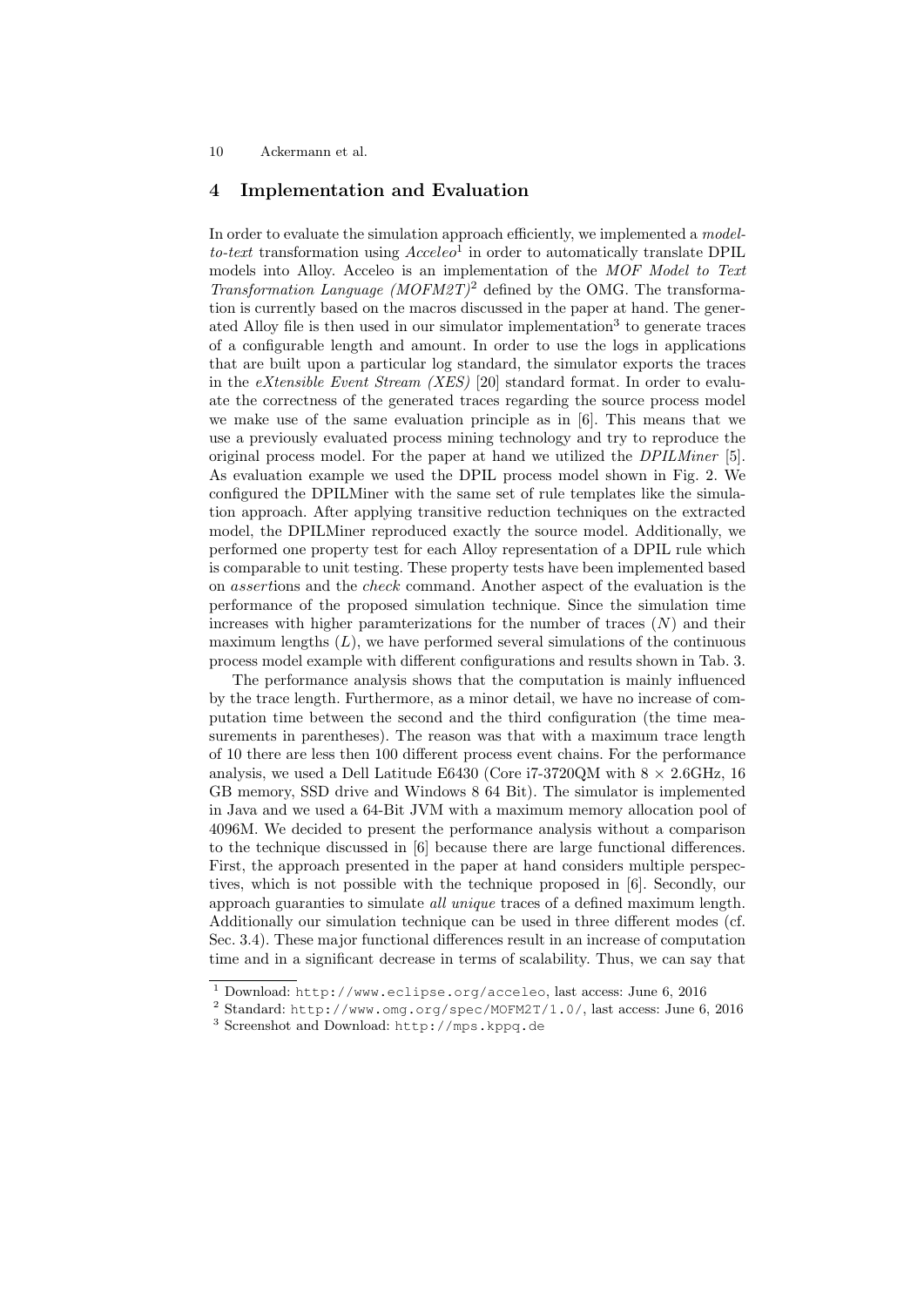## 4 Implementation and Evaluation

In order to evaluate the simulation approach efficiently, we implemented a *model-to-text* transformation using *Acceleo*[1] in order to automatically translate DPIL models into Alloy. Acceleo is an implementation of the *MOF Model to Text Transformation Language (MOFM2T)*[2] defined by the OMG. The transformation is currently based on the macros discussed in the paper at hand. The generated Alloy file is then used in our simulator implementation[3] to generate traces of a configurable length and amount. In order to use the logs in applications that are built upon a particular log standard, the simulator exports the traces in the *eXtensible Event Stream (XES)* [20] standard format. In order to evaluate the correctness of the generated traces regarding the source process model we make use of the same evaluation principle as in [6]. This means that we use a previously evaluated process mining technology and try to reproduce the original process model. For the paper at hand we utilized the *DPILMiner* [5]. As evaluation example we used the DPIL process model shown in Fig. 2. We configured the DPILMiner with the same set of rule templates like the simulation approach. After applying transitive reduction techniques on the extracted model, the DPILMiner reproduced exactly the source model. Additionally, we performed one property test for each Alloy representation of a DPIL rule which is comparable to unit testing. These property tests have been implemented based on *assert*ions and the *check* command. Another aspect of the evaluation is the performance of the proposed simulation technique. Since the simulation time increases with higher paramterizations for the number of traces ($N$) and their maximum lengths ($L$), we have performed several simulations of the continuous process model example with different configurations and results shown in Tab. 3.

The performance analysis shows that the computation is mainly influenced by the trace length. Furthermore, as a minor detail, we have no increase of computation time between the second and the third configuration (the time measurements in parentheses). The reason was that with a maximum trace length of 10 there are less then 100 different process event chains. For the performance analysis, we used a Dell Latitude E6430 (Core i7-3720QM with $8 \times 2.6$GHz, 16 GB memory, SSD drive and Windows 8 64 Bit). The simulator is implemented in Java and we used a 64-Bit JVM with a maximum memory allocation pool of 4096M. We decided to present the performance analysis without a comparison to the technique discussed in [6] because there are large functional differences. First, the approach presented in the paper at hand considers multiple perspectives, which is not possible with the technique proposed in [6]. Secondly, our approach guaranties to simulate *all unique* traces of a defined maximum length. Additionally our simulation technique can be used in three different modes (cf. Sec. 3.4). These major functional differences result in an increase of computation time and in a significant decrease in terms of scalability. Thus, we can say that

[1] Download: http://www.eclipse.org/acceleo, last access: June 6, 2016

[2] Standard: http://www.omg.org/spec/MOFM2T/1.0/, last access: June 6, 2016

[3] Screenshot and Download: http://mps.kppq.de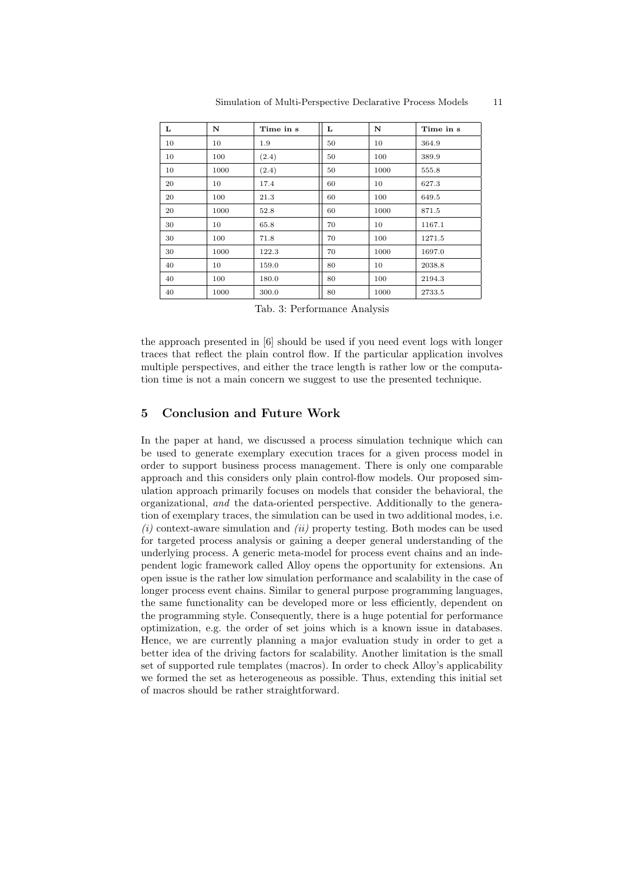| L | N | Time in s | L | N | Time in s |
|---|---|---|---|---|---|
| 10 | 10 | 1.9 | 50 | 10 | 364.9 |
| 10 | 100 | (2.4) | 50 | 100 | 389.9 |
| 10 | 1000 | (2.4) | 50 | 1000 | 555.8 |
| 20 | 10 | 17.4 | 60 | 10 | 627.3 |
| 20 | 100 | 21.3 | 60 | 100 | 649.5 |
| 20 | 1000 | 52.8 | 60 | 1000 | 871.5 |
| 30 | 10 | 65.8 | 70 | 10 | 1167.1 |
| 30 | 100 | 71.8 | 70 | 100 | 1271.5 |
| 30 | 1000 | 122.3 | 70 | 1000 | 1697.0 |
| 40 | 10 | 159.0 | 80 | 10 | 2038.8 |
| 40 | 100 | 180.0 | 80 | 100 | 2194.3 |
| 40 | 1000 | 300.0 | 80 | 1000 | 2733.5 |

Tab. 3: Performance Analysis

the approach presented in [6] should be used if you need event logs with longer traces that reflect the plain control flow. If the particular application involves multiple perspectives, and either the trace length is rather low or the computation time is not a main concern we suggest to use the presented technique.

## 5 Conclusion and Future Work

In the paper at hand, we discussed a process simulation technique which can be used to generate exemplary execution traces for a given process model in order to support business process management. There is only one comparable approach and this considers only plain control-flow models. Our proposed simulation approach primarily focuses on models that consider the behavioral, the organizational, *and* the data-oriented perspective. Additionally to the generation of exemplary traces, the simulation can be used in two additional modes, i.e. *(i)* context-aware simulation and *(ii)* property testing. Both modes can be used for targeted process analysis or gaining a deeper general understanding of the underlying process. A generic meta-model for process event chains and an independent logic framework called Alloy opens the opportunity for extensions. An open issue is the rather low simulation performance and scalability in the case of longer process event chains. Similar to general purpose programming languages, the same functionality can be developed more or less efficiently, dependent on the programming style. Consequently, there is a huge potential for performance optimization, e.g. the order of set joins which is a known issue in databases. Hence, we are currently planning a major evaluation study in order to get a better idea of the driving factors for scalability. Another limitation is the small set of supported rule templates (macros). In order to check Alloy's applicability we formed the set as heterogeneous as possible. Thus, extending this initial set of macros should be rather straightforward.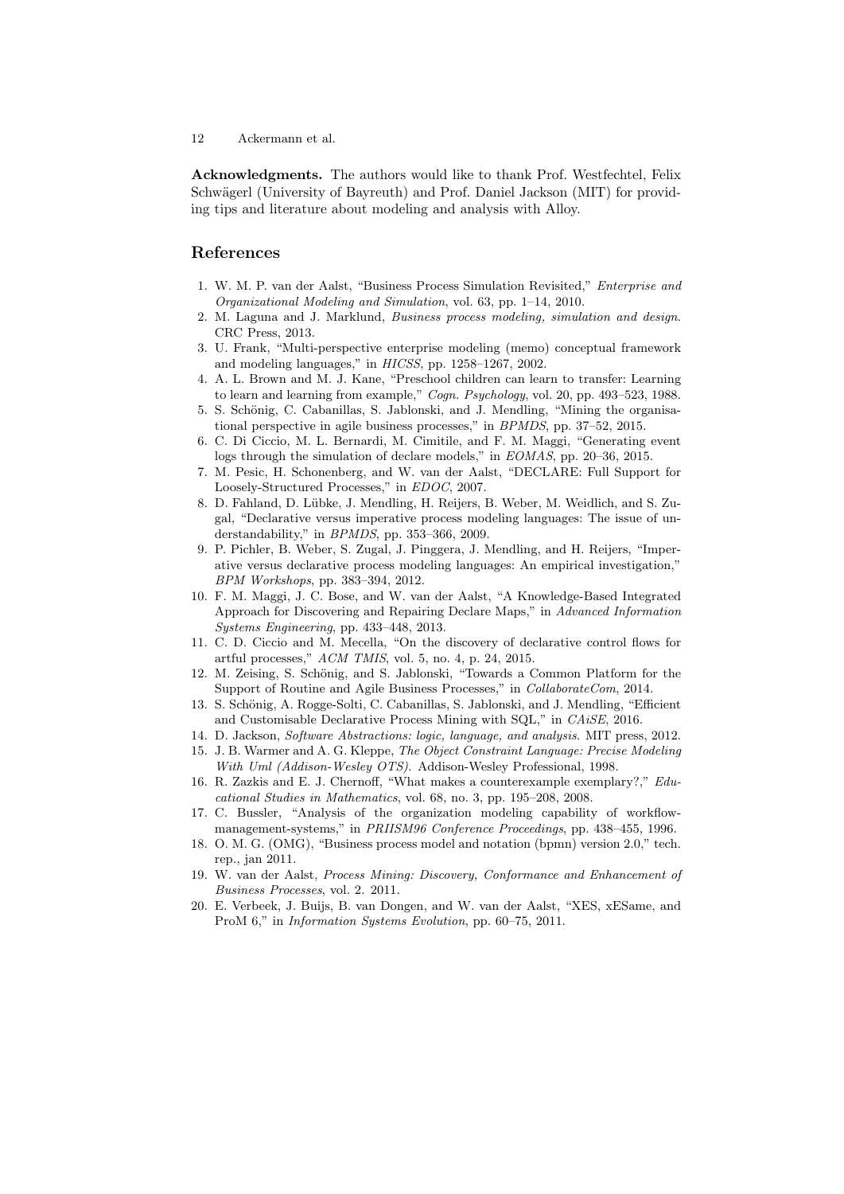**Acknowledgments.** The authors would like to thank Prof. Westfechtel, Felix Schwägerl (University of Bayreuth) and Prof. Daniel Jackson (MIT) for providing tips and literature about modeling and analysis with Alloy.

## References

1. W. M. P. van der Aalst, "Business Process Simulation Revisited," *Enterprise and Organizational Modeling and Simulation*, vol. 63, pp. 1–14, 2010.
2. M. Laguna and J. Marklund, *Business process modeling, simulation and design*. CRC Press, 2013.
3. U. Frank, "Multi-perspective enterprise modeling (memo) conceptual framework and modeling languages," in *HICSS*, pp. 1258–1267, 2002.
4. A. L. Brown and M. J. Kane, "Preschool children can learn to transfer: Learning to learn and learning from example," *Cogn. Psychology*, vol. 20, pp. 493–523, 1988.
5. S. Schönig, C. Cabanillas, S. Jablonski, and J. Mendling, "Mining the organisational perspective in agile business processes," in *BPMDS*, pp. 37–52, 2015.
6. C. Di Ciccio, M. L. Bernardi, M. Cimitile, and F. M. Maggi, "Generating event logs through the simulation of declare models," in *EOMAS*, pp. 20–36, 2015.
7. M. Pesic, H. Schonenberg, and W. van der Aalst, "DECLARE: Full Support for Loosely-Structured Processes," in *EDOC*, 2007.
8. D. Fahland, D. Lübke, J. Mendling, H. Reijers, B. Weber, M. Weidlich, and S. Zugal, "Declarative versus imperative process modeling languages: The issue of understandability," in *BPMDS*, pp. 353–366, 2009.
9. P. Pichler, B. Weber, S. Zugal, J. Pinggera, J. Mendling, and H. Reijers, "Imperative versus declarative process modeling languages: An empirical investigation," *BPM Workshops*, pp. 383–394, 2012.
10. F. M. Maggi, J. C. Bose, and W. van der Aalst, "A Knowledge-Based Integrated Approach for Discovering and Repairing Declare Maps," in *Advanced Information Systems Engineering*, pp. 433–448, 2013.
11. C. D. Ciccio and M. Mecella, "On the discovery of declarative control flows for artful processes," *ACM TMIS*, vol. 5, no. 4, p. 24, 2015.
12. M. Zeising, S. Schönig, and S. Jablonski, "Towards a Common Platform for the Support of Routine and Agile Business Processes," in *CollaborateCom*, 2014.
13. S. Schönig, A. Rogge-Solti, C. Cabanillas, S. Jablonski, and J. Mendling, "Efficient and Customisable Declarative Process Mining with SQL," in *CAiSE*, 2016.
14. D. Jackson, *Software Abstractions: logic, language, and analysis*. MIT press, 2012.
15. J. B. Warmer and A. G. Kleppe, *The Object Constraint Language: Precise Modeling With Uml (Addison-Wesley OTS)*. Addison-Wesley Professional, 1998.
16. R. Zazkis and E. J. Chernoff, "What makes a counterexample exemplary?," *Educational Studies in Mathematics*, vol. 68, no. 3, pp. 195–208, 2008.
17. C. Bussler, "Analysis of the organization modeling capability of workflow-management-systems," in *PRIISM96 Conference Proceedings*, pp. 438–455, 1996.
18. O. M. G. (OMG), "Business process model and notation (bpmn) version 2.0," tech. rep., jan 2011.
19. W. van der Aalst, *Process Mining: Discovery, Conformance and Enhancement of Business Processes*, vol. 2. 2011.
20. E. Verbeek, J. Buijs, B. van Dongen, and W. van der Aalst, "XES, xESame, and ProM 6," in *Information Systems Evolution*, pp. 60–75, 2011.